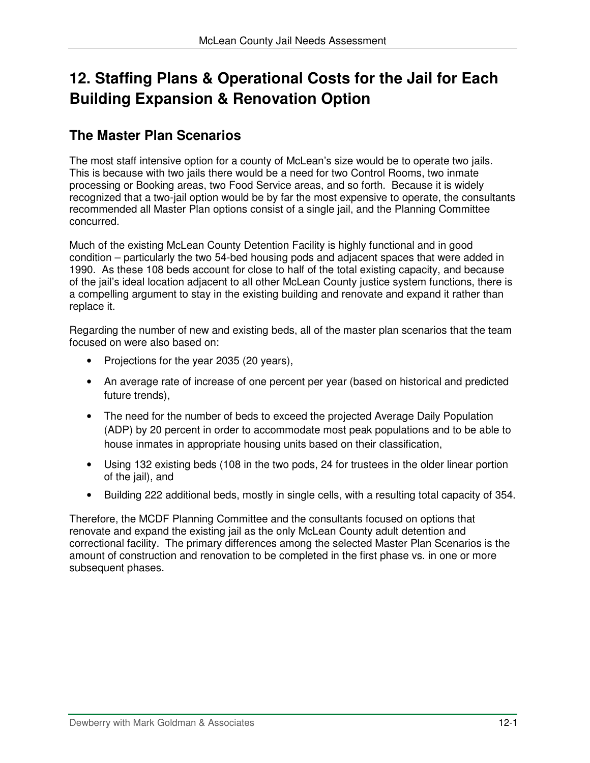# 12. Staffing Plans & Operational Costs for the Jail for Each Building Expansion & Renovation Option

## The Master Plan Scenarios

The most staff intensive option for a county of McLean's size would be to operate two jails. This is because with two jails there would be a need for two Control Rooms, two inmate processing or Booking areas, two Food Service areas, and so forth. Because it is widely recognized that a two-jail option would be by far the most expensive to operate, the consultants recommended all Master Plan options consist of a single jail, and the Planning Committee concurred.

Much of the existing McLean County Detention Facility is highly functional and in good condition – particularly the two 54-bed housing pods and adjacent spaces that were added in 1990. As these 108 beds account for close to half of the total existing capacity, and because of the jail's ideal location adjacent to all other McLean County justice system functions, there is a compelling argument to stay in the existing building and renovate and expand it rather than replace it.

Regarding the number of new and existing beds, all of the master plan scenarios that the team focused on were also based on:

- Projections for the year 2035 (20 years),
- An average rate of increase of one percent per year (based on historical and predicted future trends),
- The need for the number of beds to exceed the projected Average Daily Population (ADP) by 20 percent in order to accommodate most peak populations and to be able to house inmates in appropriate housing units based on their classification,
- Using 132 existing beds (108 in the two pods, 24 for trustees in the older linear portion of the jail), and
- Building 222 additional beds, mostly in single cells, with a resulting total capacity of 354.

Therefore, the MCDF Planning Committee and the consultants focused on options that renovate and expand the existing jail as the only McLean County adult detention and correctional facility. The primary differences among the selected Master Plan Scenarios is the amount of construction and renovation to be completed in the first phase vs. in one or more subsequent phases.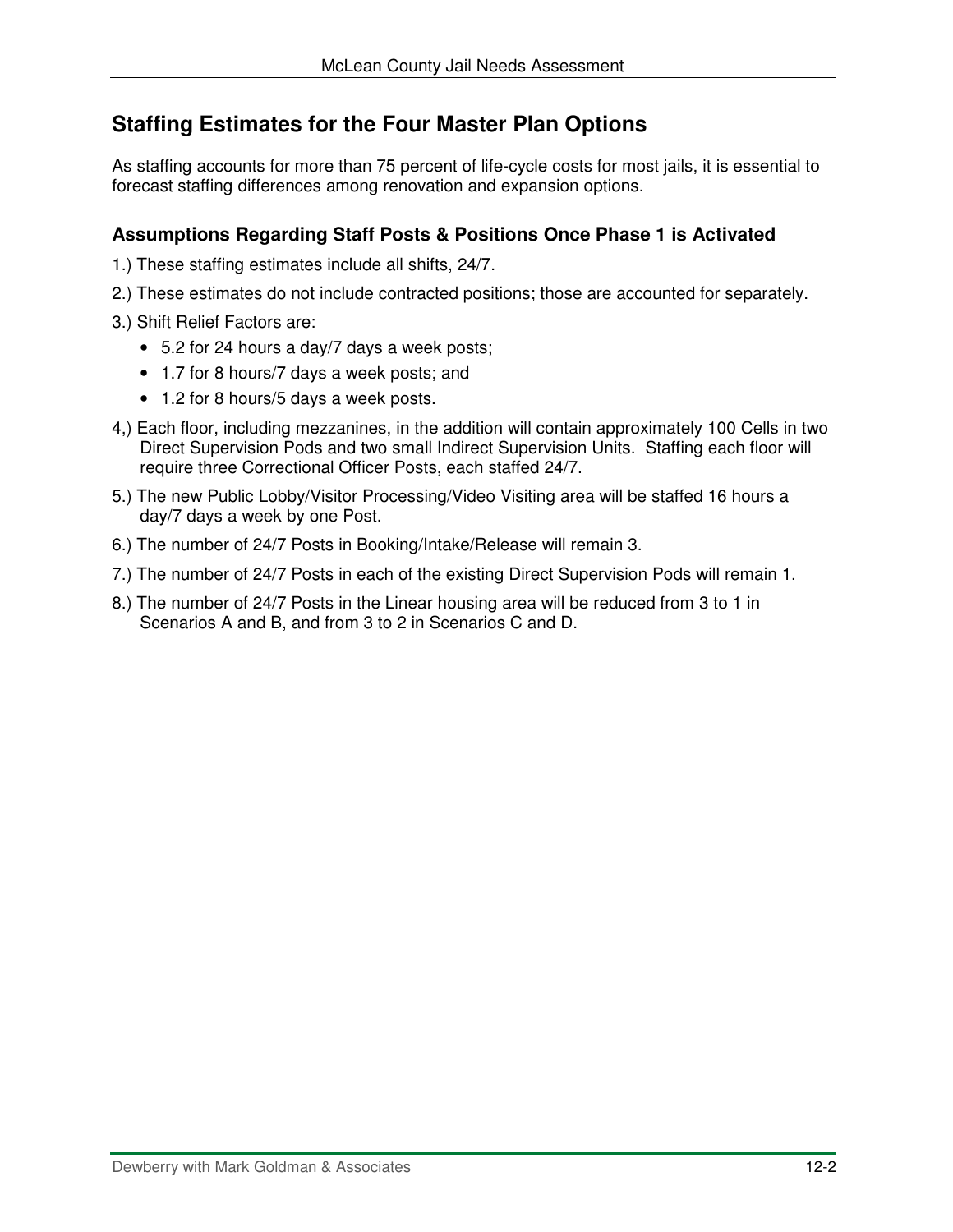## Staffing Estimates for the Four Master Plan Options

As staffing accounts for more than 75 percent of life-cycle costs for most jails, it is essential to forecast staffing differences among renovation and expansion options.

### Assumptions Regarding Staff Posts & Positions Once Phase 1 is Activated

1.) These staffing estimates include all shifts, 24/7.

2.) These estimates do not include contracted positions; those are accounted for separately.

3.) Shift Relief Factors are:

- 5.2 for 24 hours a day/7 days a week posts;
- 1.7 for 8 hours/7 days a week posts; and
- 1.2 for 8 hours/5 days a week posts.

4,) Each floor, including mezzanines, in the addition will contain approximately 100 Cells in two Direct Supervision Pods and two small Indirect Supervision Units. Staffing each floor will require three Correctional Officer Posts, each staffed 24/7.

5.) The new Public Lobby/Visitor Processing/Video Visiting area will be staffed 16 hours a day/7 days a week by one Post.

6.) The number of 24/7 Posts in Booking/Intake/Release will remain 3.

7.) The number of 24/7 Posts in each of the existing Direct Supervision Pods will remain 1.

8.) The number of 24/7 Posts in the Linear housing area will be reduced from 3 to 1 in Scenarios A and B, and from 3 to 2 in Scenarios C and D.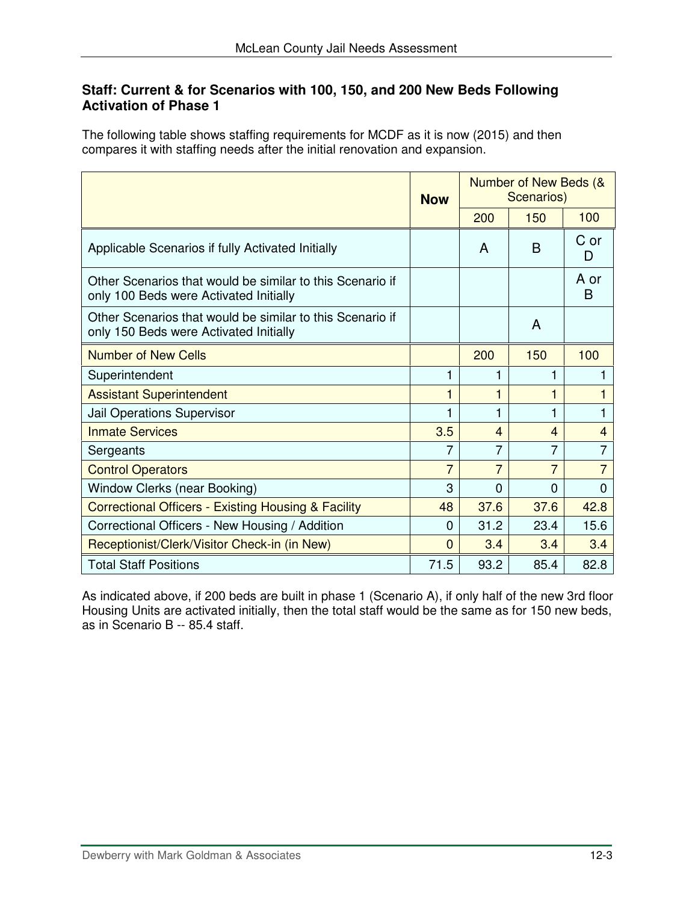### Staff: Current & for Scenarios with 100, 150, and 200 New Beds Following Activation of Phase 1

The following table shows staffing requirements for MCDF as it is now (2015) and then compares it with staffing needs after the initial renovation and expansion.

| | Now | Number of New Beds (& Scenarios) | | |
|---|---|---|---|---|
| | | 200 | 150 | 100 |
| Applicable Scenarios if fully Activated Initially | | A | B | C or D |
| Other Scenarios that would be similar to this Scenario if only 100 Beds were Activated Initially | | | | A or B |
| Other Scenarios that would be similar to this Scenario if only 150 Beds were Activated Initially | | | A | |
| Number of New Cells | | 200 | 150 | 100 |
| Superintendent | 1 | 1 | 1 | 1 |
| Assistant Superintendent | 1 | 1 | 1 | 1 |
| Jail Operations Supervisor | 1 | 1 | 1 | 1 |
| Inmate Services | 3.5 | 4 | 4 | 4 |
| Sergeants | 7 | 7 | 7 | 7 |
| Control Operators | 7 | 7 | 7 | 7 |
| Window Clerks (near Booking) | 3 | 0 | 0 | 0 |
| Correctional Officers - Existing Housing & Facility | 48 | 37.6 | 37.6 | 42.8 |
| Correctional Officers - New Housing / Addition | 0 | 31.2 | 23.4 | 15.6 |
| Receptionist/Clerk/Visitor Check-in (in New) | 0 | 3.4 | 3.4 | 3.4 |
| Total Staff Positions | 71.5 | 93.2 | 85.4 | 82.8 |

As indicated above, if 200 beds are built in phase 1 (Scenario A), if only half of the new 3rd floor Housing Units are activated initially, then the total staff would be the same as for 150 new beds, as in Scenario B -- 85.4 staff.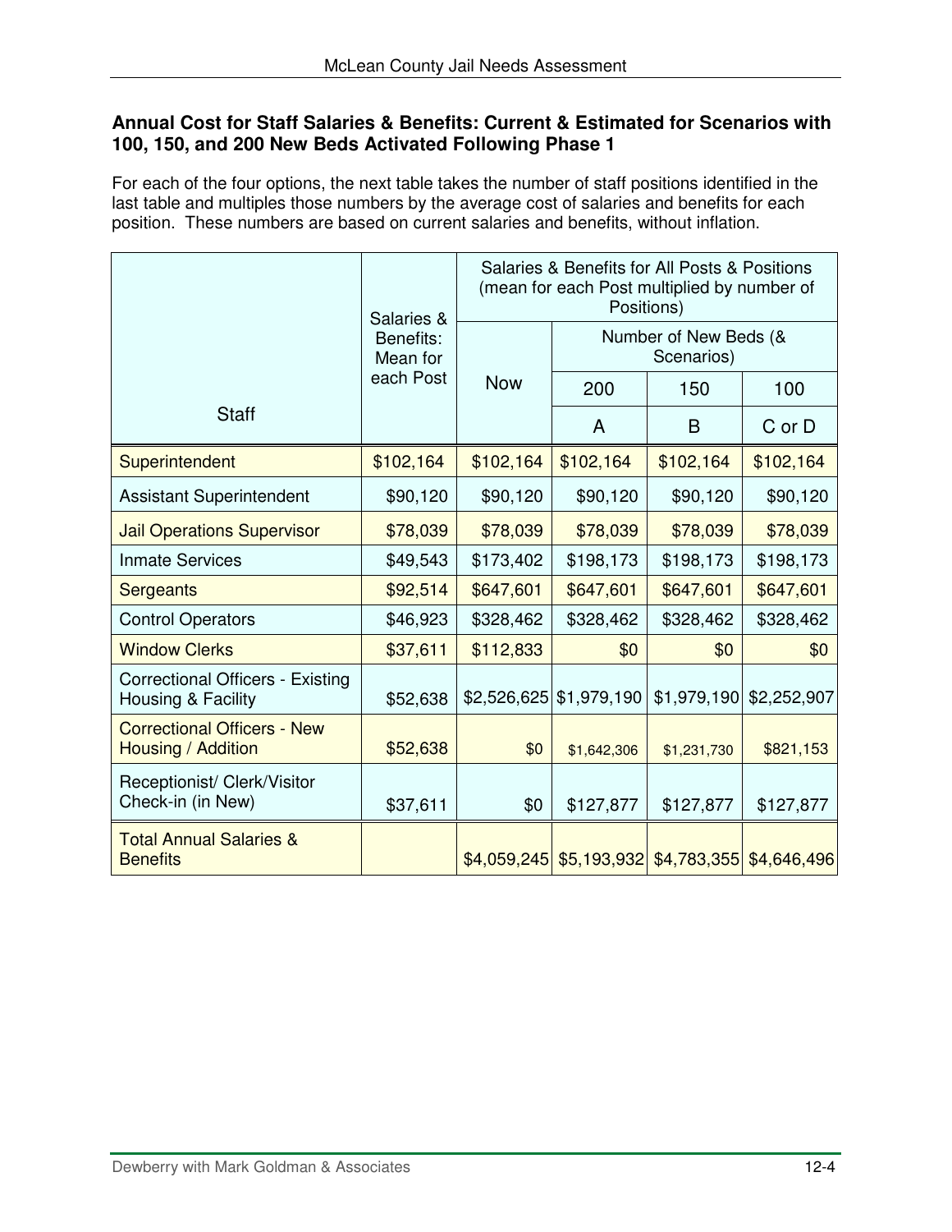**Annual Cost for Staff Salaries & Benefits: Current & Estimated for Scenarios with 100, 150, and 200 New Beds Activated Following Phase 1**

For each of the four options, the next table takes the number of staff positions identified in the last table and multiples those numbers by the average cost of salaries and benefits for each position. These numbers are based on current salaries and benefits, without inflation.

| Staff | Salaries & Benefits: Mean for each Post | Salaries & Benefits for All Posts & Positions (mean for each Post multiplied by number of Positions) | | | |
|---|---|---|---|---|---|
| | | Now | Number of New Beds (& Scenarios) | | |
| | | | 200 | 150 | 100 |
| | | | A | B | C or D |
| Superintendent | $102,164 | $102,164 | $102,164 | $102,164 | $102,164 |
| Assistant Superintendent | $90,120 | $90,120 | $90,120 | $90,120 | $90,120 |
| Jail Operations Supervisor | $78,039 | $78,039 | $78,039 | $78,039 | $78,039 |
| Inmate Services | $49,543 | $173,402 | $198,173 | $198,173 | $198,173 |
| Sergeants | $92,514 | $647,601 | $647,601 | $647,601 | $647,601 |
| Control Operators | $46,923 | $328,462 | $328,462 | $328,462 | $328,462 |
| Window Clerks | $37,611 | $112,833 | $0 | $0 | $0 |
| Correctional Officers - Existing Housing & Facility | $52,638 | $2,526,625 | $1,979,190 | $1,979,190 | $2,252,907 |
| Correctional Officers - New Housing / Addition | $52,638 | $0 | $1,642,306 | $1,231,730 | $821,153 |
| Receptionist/ Clerk/Visitor Check-in (in New) | $37,611 | $0 | $127,877 | $127,877 | $127,877 |
| Total Annual Salaries & Benefits | | $4,059,245 | $5,193,932 | $4,783,355 | $4,646,496 |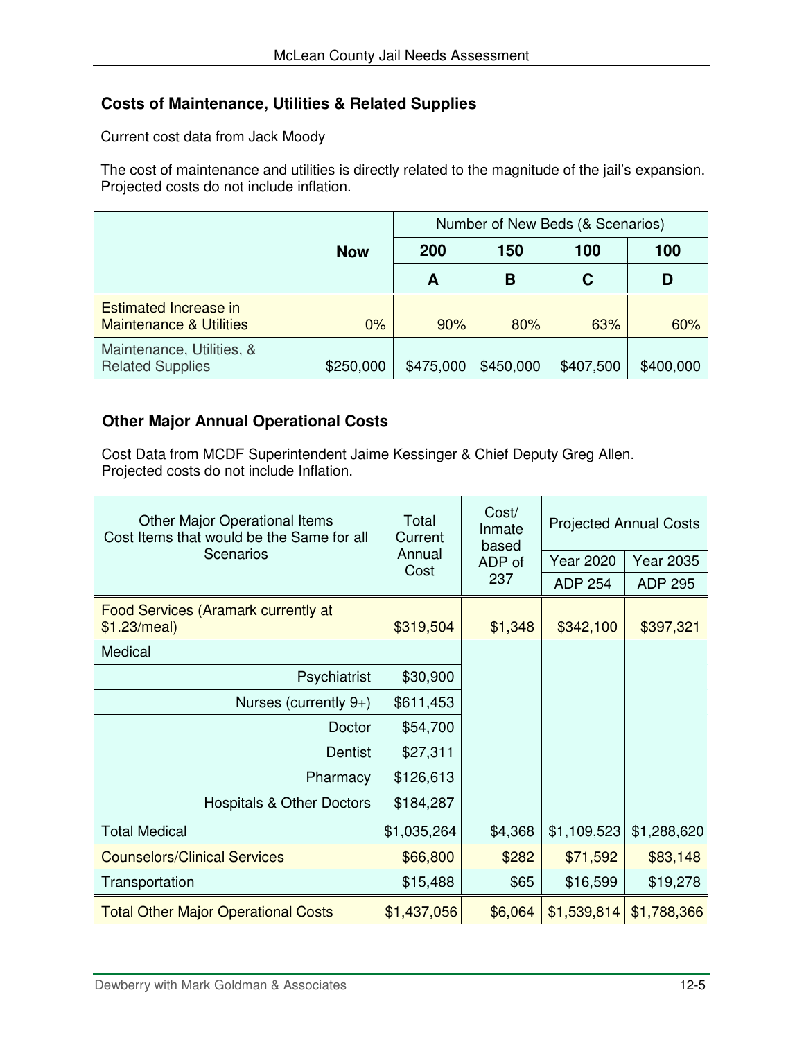### Costs of Maintenance, Utilities & Related Supplies

Current cost data from Jack Moody

The cost of maintenance and utilities is directly related to the magnitude of the jail's expansion. Projected costs do not include inflation.

| | Now | Number of New Beds (& Scenarios) | | | |
|---|---|---|---|---|---|
| | | 200 | 150 | 100 | 100 |
| | | A | B | C | D |
| Estimated Increase in Maintenance & Utilities | 0% | 90% | 80% | 63% | 60% |
| Maintenance, Utilities, & Related Supplies | $250,000 | $475,000 | $450,000 | $407,500 | $400,000 |

### Other Major Annual Operational Costs

Cost Data from MCDF Superintendent Jaime Kessinger & Chief Deputy Greg Allen.
Projected costs do not include Inflation.

| Other Major Operational Items Cost Items that would be the Same for all Scenarios | Total Current Annual Cost | Cost/ Inmate based ADP of 237 | Projected Annual Costs | |
|---|---|---|---|---|
| | | | Year 2020 | Year 2035 |
| | | | ADP 254 | ADP 295 |
| Food Services (Aramark currently at $1.23/meal) | $319,504 | $1,348 | $342,100 | $397,321 |
| Medical | | | | |
| Psychiatrist | $30,900 | | | |
| Nurses (currently 9+) | $611,453 | | | |
| Doctor | $54,700 | | | |
| Dentist | $27,311 | | | |
| Pharmacy | $126,613 | | | |
| Hospitals & Other Doctors | $184,287 | | | |
| Total Medical | $1,035,264 | $4,368 | $1,109,523 | $1,288,620 |
| Counselors/Clinical Services | $66,800 | $282 | $71,592 | $83,148 |
| Transportation | $15,488 | $65 | $16,599 | $19,278 |
| Total Other Major Operational Costs | $1,437,056 | $6,064 | $1,539,814 | $1,788,366 |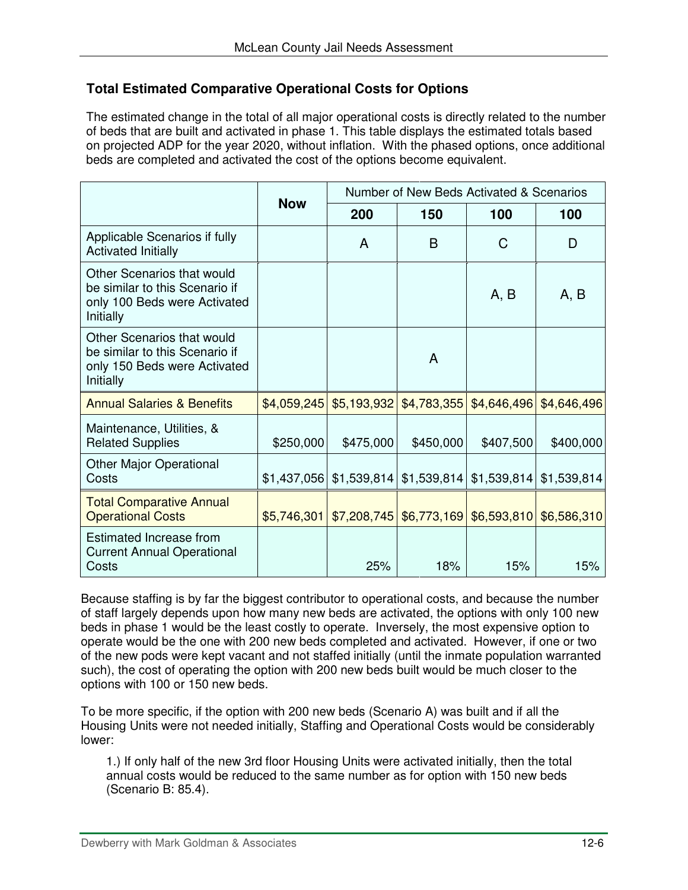### Total Estimated Comparative Operational Costs for Options

The estimated change in the total of all major operational costs is directly related to the number of beds that are built and activated in phase 1. This table displays the estimated totals based on projected ADP for the year 2020, without inflation. With the phased options, once additional beds are completed and activated the cost of the options become equivalent.

| | Now | Number of New Beds Activated & Scenarios | | | |
|---|---|---|---|---|---|
| | | **200** | **150** | **100** | **100** |
| Applicable Scenarios if fully Activated Initially | | A | B | C | D |
| Other Scenarios that would be similar to this Scenario if only 100 Beds were Activated Initially | | | | A, B | A, B |
| Other Scenarios that would be similar to this Scenario if only 150 Beds were Activated Initially | | | A | | |
| Annual Salaries & Benefits | $4,059,245 | $5,193,932 | $4,783,355 | $4,646,496 | $4,646,496 |
| Maintenance, Utilities, & Related Supplies | $250,000 | $475,000 | $450,000 | $407,500 | $400,000 |
| Other Major Operational Costs | $1,437,056 | $1,539,814 | $1,539,814 | $1,539,814 | $1,539,814 |
| Total Comparative Annual Operational Costs | $5,746,301 | $7,208,745 | $6,773,169 | $6,593,810 | $6,586,310 |
| Estimated Increase from Current Annual Operational Costs | | 25% | 18% | 15% | 15% |

Because staffing is by far the biggest contributor to operational costs, and because the number of staff largely depends upon how many new beds are activated, the options with only 100 new beds in phase 1 would be the least costly to operate. Inversely, the most expensive option to operate would be the one with 200 new beds completed and activated. However, if one or two of the new pods were kept vacant and not staffed initially (until the inmate population warranted such), the cost of operating the option with 200 new beds built would be much closer to the options with 100 or 150 new beds.

To be more specific, if the option with 200 new beds (Scenario A) was built and if all the Housing Units were not needed initially, Staffing and Operational Costs would be considerably lower:

1.) If only half of the new 3rd floor Housing Units were activated initially, then the total annual costs would be reduced to the same number as for option with 150 new beds (Scenario B: 85.4).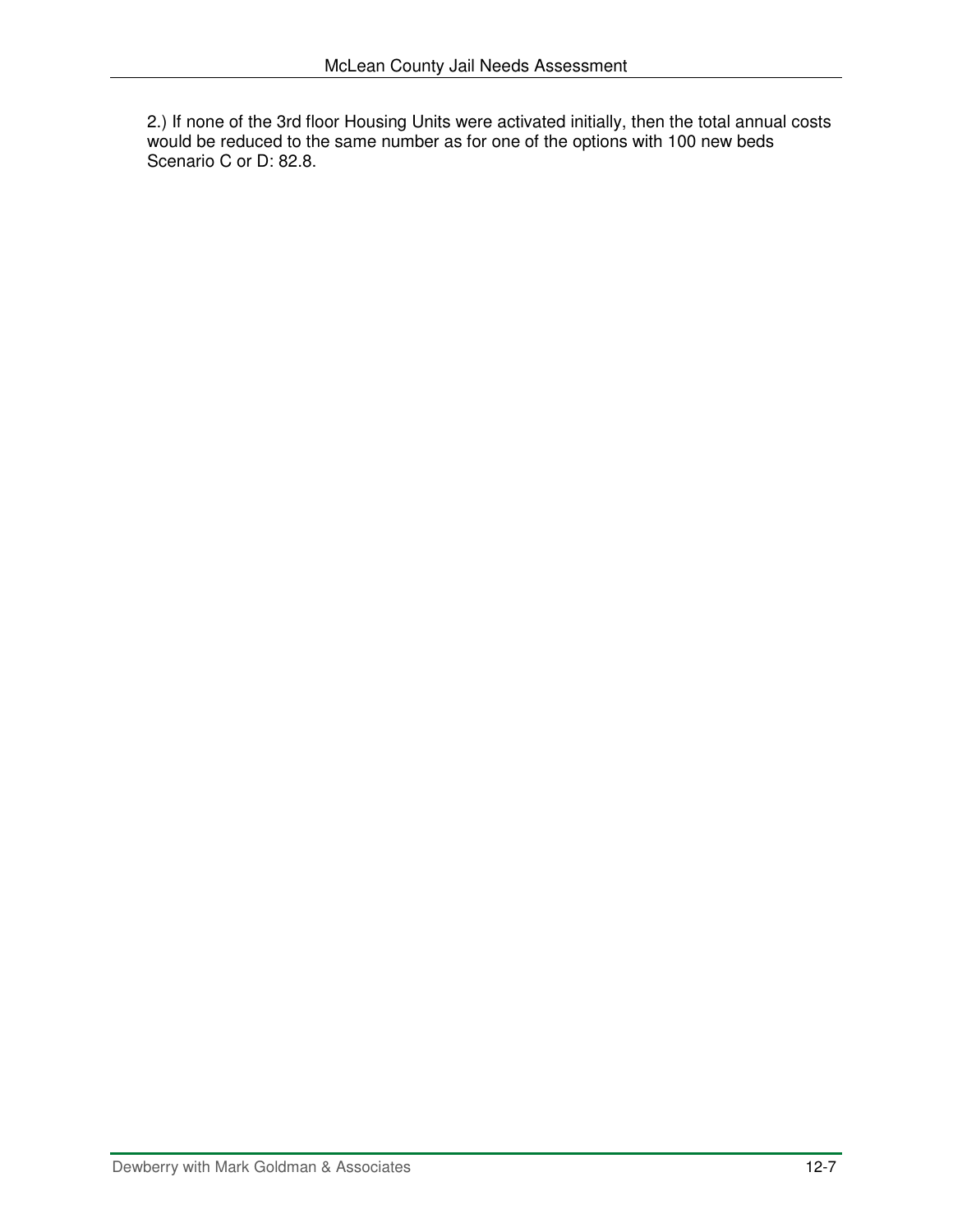2.) If none of the 3rd floor Housing Units were activated initially, then the total annual costs would be reduced to the same number as for one of the options with 100 new beds Scenario C or D: 82.8.